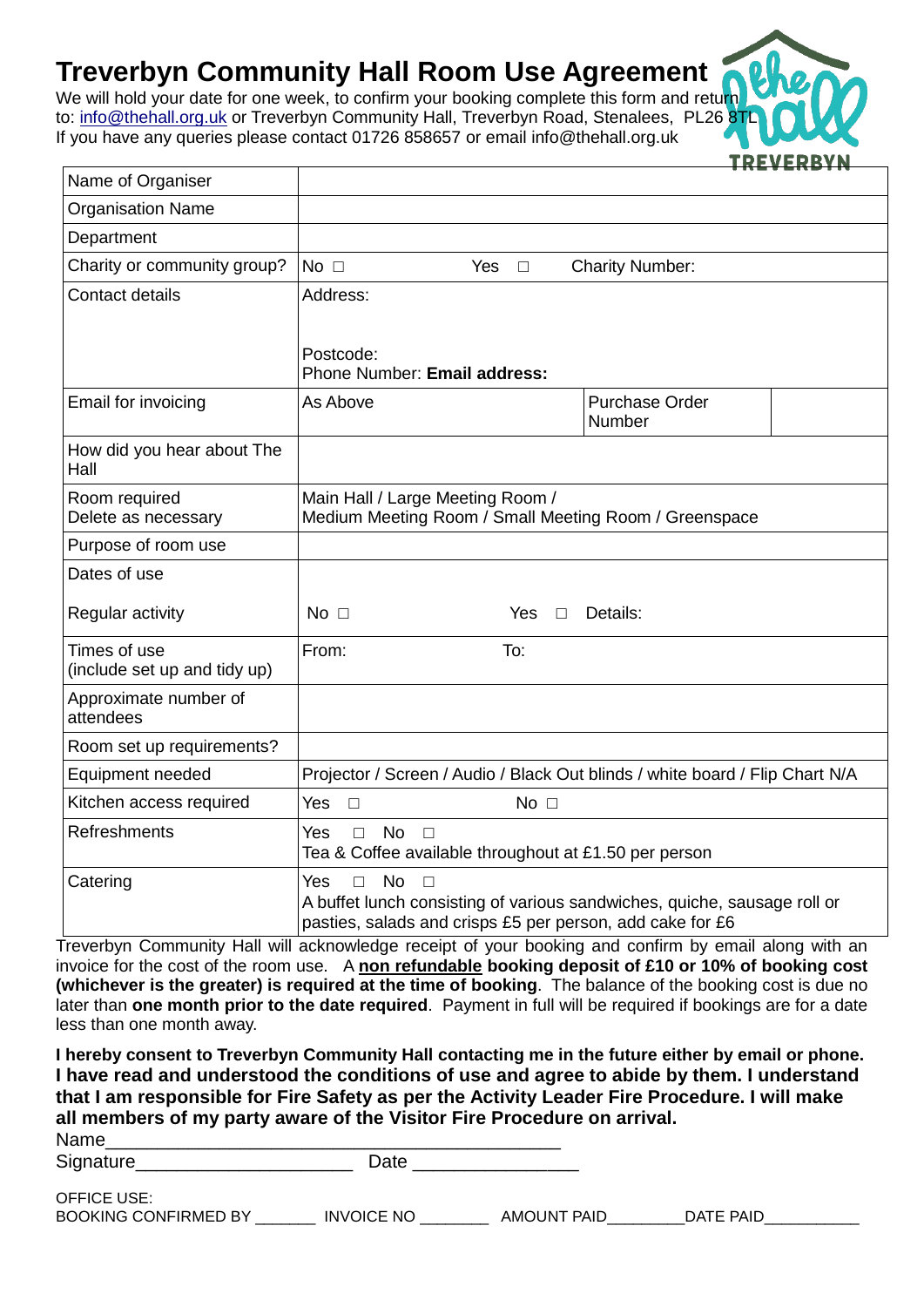# Treverbyn Community Hall Room Use Agreement

We will hold your date for one week, to confirm your booking complete this form and return to: info@thehall.org.uk or Treverbyn Community Hall, Treverbyn Road, Stenalees, PL26 8TL
If you have any queries please contact 01726 858657 or email info@thehall.org.uk

| | | | |
|---|---|---|---|
| Name of Organiser | | | |
| Organisation Name | | | |
| Department | | | |
| Charity or community group? | No ☐ Yes ☐ Charity Number: | | |
| Contact details | Address:<br><br>Postcode:<br>Phone Number: **Email address:** | | |
| Email for invoicing | As Above | Purchase Order Number | |
| How did you hear about The Hall | | | |
| Room required<br>Delete as necessary | Main Hall / Large Meeting Room /<br>Medium Meeting Room / Small Meeting Room / Greenspace | | |
| Purpose of room use | | | |
| Dates of use | | | |
| Regular activity | No ☐ Yes ☐ Details: | | |
| Times of use<br>(include set up and tidy up) | From: To: | | |
| Approximate number of attendees | | | |
| Room set up requirements? | | | |
| Equipment needed | Projector / Screen / Audio / Black Out blinds / white board / Flip Chart N/A | | |
| Kitchen access required | Yes ☐ No ☐ | | |
| Refreshments | Yes ☐ No ☐<br>Tea & Coffee available throughout at £1.50 per person | | |
| Catering | Yes ☐ No ☐<br>A buffet lunch consisting of various sandwiches, quiche, sausage roll or pasties, salads and crisps £5 per person, add cake for £6 | | |

Treverbyn Community Hall will acknowledge receipt of your booking and confirm by email along with an invoice for the cost of the room use. A **non refundable booking deposit of £10 or 10% of booking cost (whichever is the greater) is required at the time of booking**. The balance of the booking cost is due no later than **one month prior to the date required**. Payment in full will be required if bookings are for a date less than one month away.

**I hereby consent to Treverbyn Community Hall contacting me in the future either by email or phone. I have read and understood the conditions of use and agree to abide by them. I understand that I am responsible for Fire Safety as per the Activity Leader Fire Procedure. I will make all members of my party aware of the Visitor Fire Procedure on arrival.**

Name_____________________________________________

Signature_____________________ Date ________________

OFFICE USE:
BOOKING CONFIRMED BY _______ INVOICE NO ________ AMOUNT PAID_________ DATE PAID___________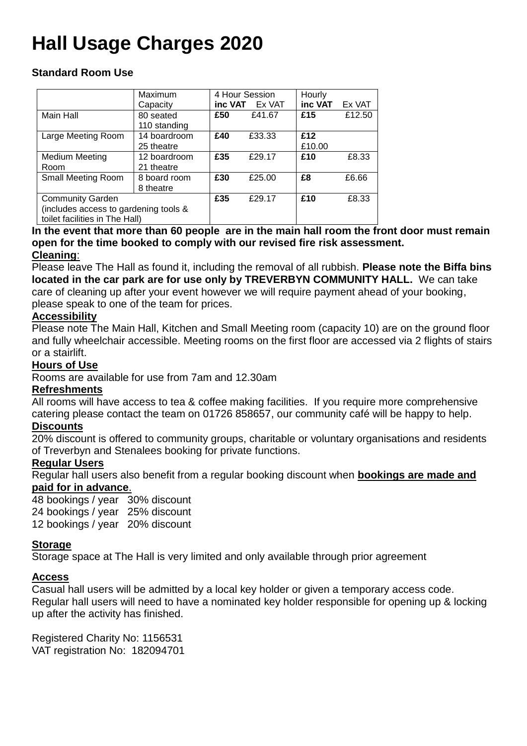# Hall Usage Charges 2020

**Standard Room Use**

| | Maximum Capacity | 4 Hour Session **inc VAT** | Ex VAT | Hourly **inc VAT** | Ex VAT |
|---|---|---|---|---|---|
| Main Hall | 80 seated 110 standing | **£50** | £41.67 | **£15** | £12.50 |
| Large Meeting Room | 14 boardroom 25 theatre | **£40** | £33.33 | **£12** | £10.00 |
| Medium Meeting Room | 12 boardroom 21 theatre | **£35** | £29.17 | **£10** | £8.33 |
| Small Meeting Room | 8 board room 8 theatre | **£30** | £25.00 | **£8** | £6.66 |
| Community Garden (includes access to gardening tools & toilet facilities in The Hall) | | **£35** | £29.17 | **£10** | £8.33 |

**In the event that more than 60 people are in the main hall room the front door must remain open for the time booked to comply with our revised fire risk assessment.**

**Cleaning**:

Please leave The Hall as found it, including the removal of all rubbish. **Please note the Biffa bins located in the car park are for use only by TREVERBYN COMMUNITY HALL.** We can take care of cleaning up after your event however we will require payment ahead of your booking, please speak to one of the team for prices.

**Accessibility**

Please note The Main Hall, Kitchen and Small Meeting room (capacity 10) are on the ground floor and fully wheelchair accessible. Meeting rooms on the first floor are accessed via 2 flights of stairs or a stairlift.

**Hours of Use**

Rooms are available for use from 7am and 12.30am

**Refreshments**

All rooms will have access to tea & coffee making facilities. If you require more comprehensive catering please contact the team on 01726 858657, our community café will be happy to help.

**Discounts**

20% discount is offered to community groups, charitable or voluntary organisations and residents of Treverbyn and Stenalees booking for private functions.

**Regular Users**

Regular hall users also benefit from a regular booking discount when **bookings are made and paid for in advance**.

48 bookings / year 30% discount
24 bookings / year 25% discount
12 bookings / year 20% discount

**Storage**

Storage space at The Hall is very limited and only available through prior agreement

**Access**

Casual hall users will be admitted by a local key holder or given a temporary access code. Regular hall users will need to have a nominated key holder responsible for opening up & locking up after the activity has finished.

Registered Charity No: 1156531
VAT registration No: 182094701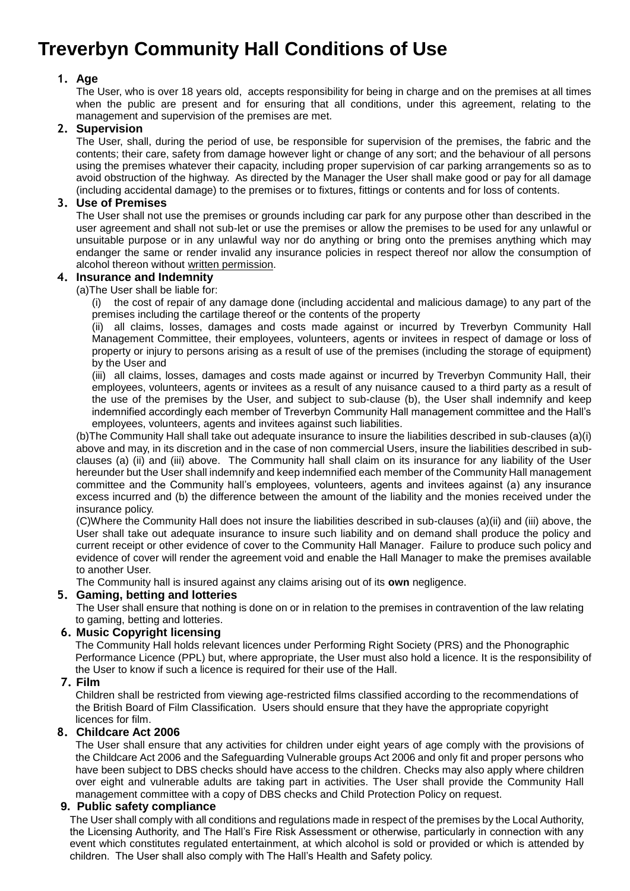# Treverbyn Community Hall Conditions of Use

## 1. Age

The User, who is over 18 years old, accepts responsibility for being in charge and on the premises at all times when the public are present and for ensuring that all conditions, under this agreement, relating to the management and supervision of the premises are met.

## 2. Supervision

The User, shall, during the period of use, be responsible for supervision of the premises, the fabric and the contents; their care, safety from damage however light or change of any sort; and the behaviour of all persons using the premises whatever their capacity, including proper supervision of car parking arrangements so as to avoid obstruction of the highway. As directed by the Manager the User shall make good or pay for all damage (including accidental damage) to the premises or to fixtures, fittings or contents and for loss of contents.

## 3. Use of Premises

The User shall not use the premises or grounds including car park for any purpose other than described in the user agreement and shall not sub-let or use the premises or allow the premises to be used for any unlawful or unsuitable purpose or in any unlawful way nor do anything or bring onto the premises anything which may endanger the same or render invalid any insurance policies in respect thereof nor allow the consumption of alcohol thereon without written permission.

## 4. Insurance and Indemnity

(a)The User shall be liable for:

(i) the cost of repair of any damage done (including accidental and malicious damage) to any part of the premises including the cartilage thereof or the contents of the property

(ii) all claims, losses, damages and costs made against or incurred by Treverbyn Community Hall Management Committee, their employees, volunteers, agents or invitees in respect of damage or loss of property or injury to persons arising as a result of use of the premises (including the storage of equipment) by the User and

(iii) all claims, losses, damages and costs made against or incurred by Treverbyn Community Hall, their employees, volunteers, agents or invitees as a result of any nuisance caused to a third party as a result of the use of the premises by the User, and subject to sub-clause (b), the User shall indemnify and keep indemnified accordingly each member of Treverbyn Community Hall management committee and the Hall's employees, volunteers, agents and invitees against such liabilities.

(b)The Community Hall shall take out adequate insurance to insure the liabilities described in sub-clauses (a)(i) above and may, in its discretion and in the case of non commercial Users, insure the liabilities described in sub-clauses (a) (ii) and (iii) above. The Community hall shall claim on its insurance for any liability of the User hereunder but the User shall indemnify and keep indemnified each member of the Community Hall management committee and the Community hall's employees, volunteers, agents and invitees against (a) any insurance excess incurred and (b) the difference between the amount of the liability and the monies received under the insurance policy.

(C)Where the Community Hall does not insure the liabilities described in sub-clauses (a)(ii) and (iii) above, the User shall take out adequate insurance to insure such liability and on demand shall produce the policy and current receipt or other evidence of cover to the Community Hall Manager. Failure to produce such policy and evidence of cover will render the agreement void and enable the Hall Manager to make the premises available to another User.

The Community hall is insured against any claims arising out of its **own** negligence.

## 5. Gaming, betting and lotteries

The User shall ensure that nothing is done on or in relation to the premises in contravention of the law relating to gaming, betting and lotteries.

## 6. Music Copyright licensing

The Community Hall holds relevant licences under Performing Right Society (PRS) and the Phonographic Performance Licence (PPL) but, where appropriate, the User must also hold a licence. It is the responsibility of the User to know if such a licence is required for their use of the Hall.

## 7. Film

Children shall be restricted from viewing age-restricted films classified according to the recommendations of the British Board of Film Classification. Users should ensure that they have the appropriate copyright licences for film.

## 8. Childcare Act 2006

The User shall ensure that any activities for children under eight years of age comply with the provisions of the Childcare Act 2006 and the Safeguarding Vulnerable groups Act 2006 and only fit and proper persons who have been subject to DBS checks should have access to the children. Checks may also apply where children over eight and vulnerable adults are taking part in activities. The User shall provide the Community Hall management committee with a copy of DBS checks and Child Protection Policy on request.

## 9. Public safety compliance

The User shall comply with all conditions and regulations made in respect of the premises by the Local Authority, the Licensing Authority, and The Hall's Fire Risk Assessment or otherwise, particularly in connection with any event which constitutes regulated entertainment, at which alcohol is sold or provided or which is attended by children. The User shall also comply with The Hall's Health and Safety policy.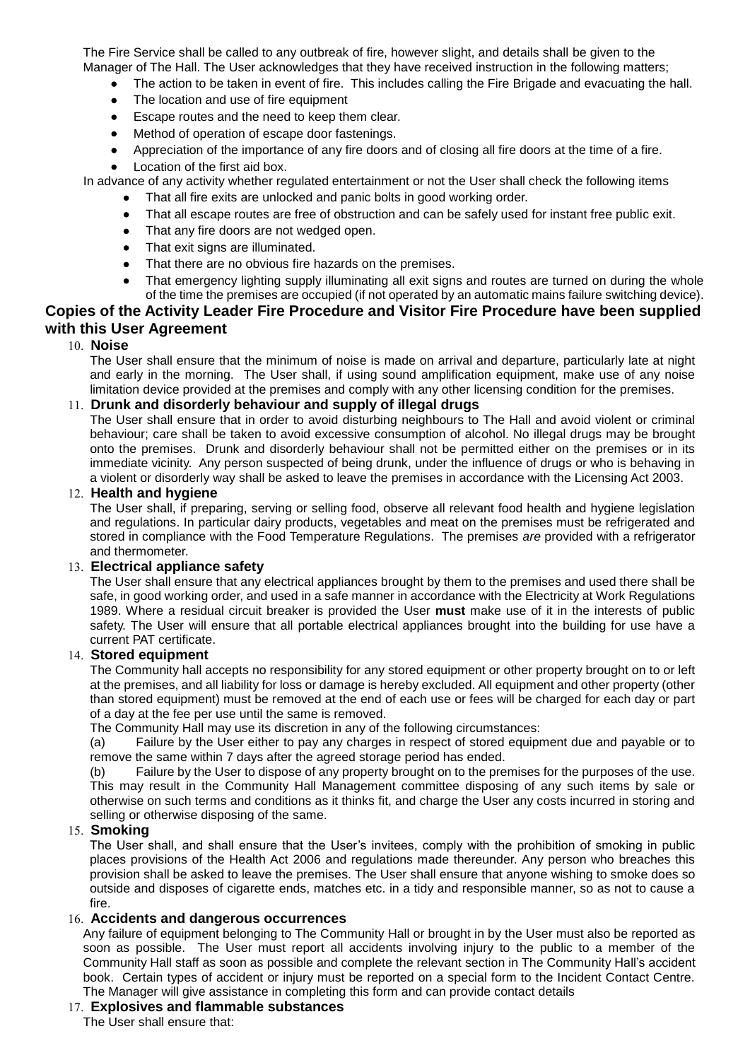The Fire Service shall be called to any outbreak of fire, however slight, and details shall be given to the Manager of The Hall. The User acknowledges that they have received instruction in the following matters;

- The action to be taken in event of fire. This includes calling the Fire Brigade and evacuating the hall.
- The location and use of fire equipment
- Escape routes and the need to keep them clear.
- Method of operation of escape door fastenings.
- Appreciation of the importance of any fire doors and of closing all fire doors at the time of a fire.
- Location of the first aid box.

In advance of any activity whether regulated entertainment or not the User shall check the following items

- That all fire exits are unlocked and panic bolts in good working order.
- That all escape routes are free of obstruction and can be safely used for instant free public exit.
- That any fire doors are not wedged open.
- That exit signs are illuminated.
- That there are no obvious fire hazards on the premises.
- That emergency lighting supply illuminating all exit signs and routes are turned on during the whole of the time the premises are occupied (if not operated by an automatic mains failure switching device).

**Copies of the Activity Leader Fire Procedure and Visitor Fire Procedure have been supplied with this User Agreement**

10. **Noise**

The User shall ensure that the minimum of noise is made on arrival and departure, particularly late at night and early in the morning. The User shall, if using sound amplification equipment, make use of any noise limitation device provided at the premises and comply with any other licensing condition for the premises.

11. **Drunk and disorderly behaviour and supply of illegal drugs**

The User shall ensure that in order to avoid disturbing neighbours to The Hall and avoid violent or criminal behaviour; care shall be taken to avoid excessive consumption of alcohol. No illegal drugs may be brought onto the premises. Drunk and disorderly behaviour shall not be permitted either on the premises or in its immediate vicinity. Any person suspected of being drunk, under the influence of drugs or who is behaving in a violent or disorderly way shall be asked to leave the premises in accordance with the Licensing Act 2003.

12. **Health and hygiene**

The User shall, if preparing, serving or selling food, observe all relevant food health and hygiene legislation and regulations. In particular dairy products, vegetables and meat on the premises must be refrigerated and stored in compliance with the Food Temperature Regulations. The premises *are* provided with a refrigerator and thermometer.

13. **Electrical appliance safety**

The User shall ensure that any electrical appliances brought by them to the premises and used there shall be safe, in good working order, and used in a safe manner in accordance with the Electricity at Work Regulations 1989. Where a residual circuit breaker is provided the User **must** make use of it in the interests of public safety. The User will ensure that all portable electrical appliances brought into the building for use have a current PAT certificate.

14. **Stored equipment**

The Community hall accepts no responsibility for any stored equipment or other property brought on to or left at the premises, and all liability for loss or damage is hereby excluded. All equipment and other property (other than stored equipment) must be removed at the end of each use or fees will be charged for each day or part of a day at the fee per use until the same is removed.

The Community Hall may use its discretion in any of the following circumstances:

(a) Failure by the User either to pay any charges in respect of stored equipment due and payable or to remove the same within 7 days after the agreed storage period has ended.

(b) Failure by the User to dispose of any property brought on to the premises for the purposes of the use. This may result in the Community Hall Management committee disposing of any such items by sale or otherwise on such terms and conditions as it thinks fit, and charge the User any costs incurred in storing and selling or otherwise disposing of the same.

15. **Smoking**

The User shall, and shall ensure that the User's invitees, comply with the prohibition of smoking in public places provisions of the Health Act 2006 and regulations made thereunder. Any person who breaches this provision shall be asked to leave the premises. The User shall ensure that anyone wishing to smoke does so outside and disposes of cigarette ends, matches etc. in a tidy and responsible manner, so as not to cause a fire.

16. **Accidents and dangerous occurrences**

Any failure of equipment belonging to The Community Hall or brought in by the User must also be reported as soon as possible. The User must report all accidents involving injury to the public to a member of the Community Hall staff as soon as possible and complete the relevant section in The Community Hall's accident book. Certain types of accident or injury must be reported on a special form to the Incident Contact Centre. The Manager will give assistance in completing this form and can provide contact details

17. **Explosives and flammable substances**

The User shall ensure that: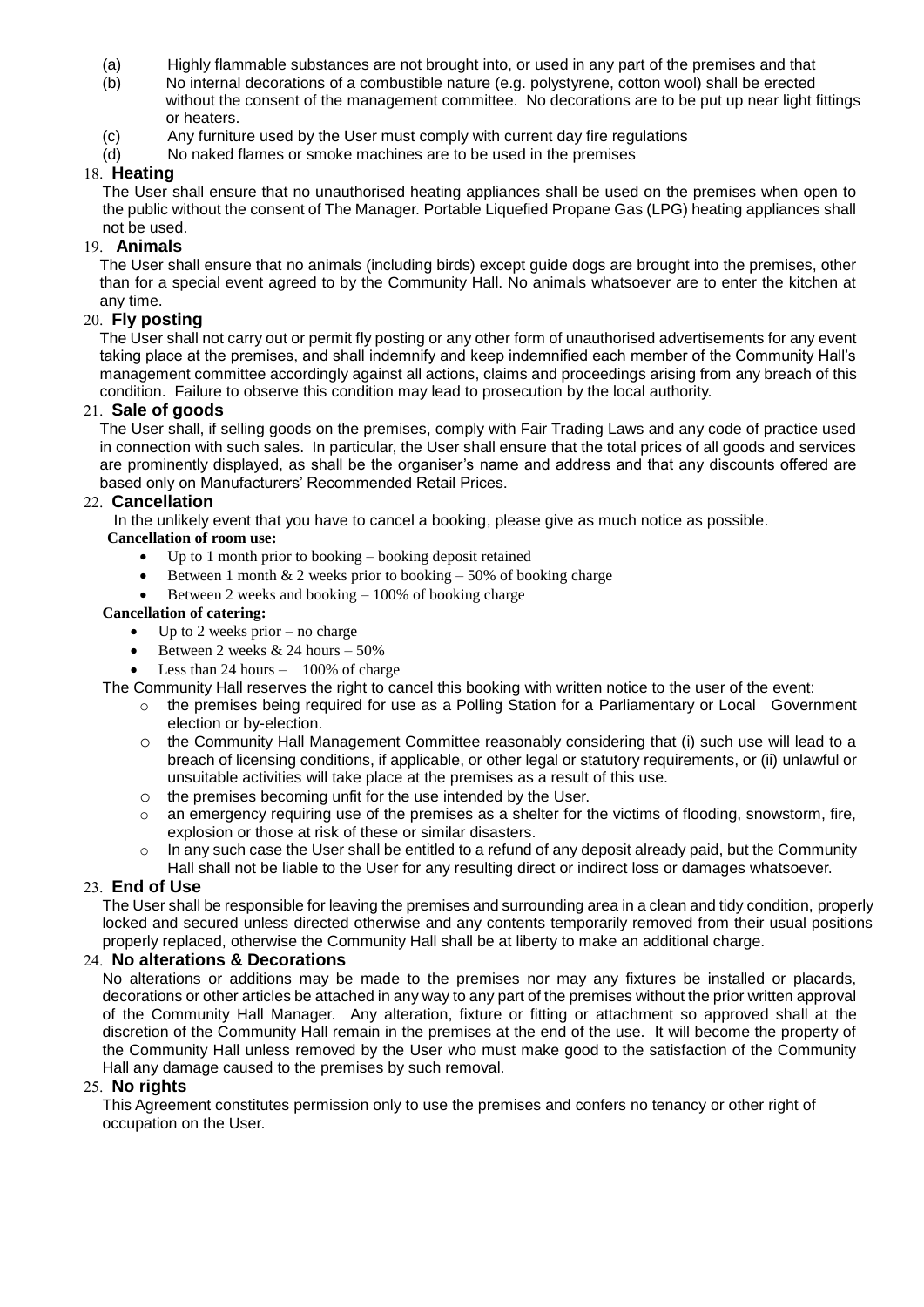(a) Highly flammable substances are not brought into, or used in any part of the premises and that
(b) No internal decorations of a combustible nature (e.g. polystyrene, cotton wool) shall be erected without the consent of the management committee. No decorations are to be put up near light fittings or heaters.
(c) Any furniture used by the User must comply with current day fire regulations
(d) No naked flames or smoke machines are to be used in the premises

## 18. Heating

The User shall ensure that no unauthorised heating appliances shall be used on the premises when open to the public without the consent of The Manager. Portable Liquefied Propane Gas (LPG) heating appliances shall not be used.

## 19. Animals

The User shall ensure that no animals (including birds) except guide dogs are brought into the premises, other than for a special event agreed to by the Community Hall. No animals whatsoever are to enter the kitchen at any time.

## 20. Fly posting

The User shall not carry out or permit fly posting or any other form of unauthorised advertisements for any event taking place at the premises, and shall indemnify and keep indemnified each member of the Community Hall's management committee accordingly against all actions, claims and proceedings arising from any breach of this condition. Failure to observe this condition may lead to prosecution by the local authority.

## 21. Sale of goods

The User shall, if selling goods on the premises, comply with Fair Trading Laws and any code of practice used in connection with such sales. In particular, the User shall ensure that the total prices of all goods and services are prominently displayed, as shall be the organiser's name and address and that any discounts offered are based only on Manufacturers' Recommended Retail Prices.

## 22. Cancellation

In the unlikely event that you have to cancel a booking, please give as much notice as possible.

**Cancellation of room use:**

- Up to 1 month prior to booking – booking deposit retained
- Between 1 month & 2 weeks prior to booking – 50% of booking charge
- Between 2 weeks and booking – 100% of booking charge

**Cancellation of catering:**

- Up to 2 weeks prior – no charge
- Between 2 weeks & 24 hours – 50%
- Less than 24 hours – 100% of charge

The Community Hall reserves the right to cancel this booking with written notice to the user of the event:

- the premises being required for use as a Polling Station for a Parliamentary or Local Government election or by-election.
- the Community Hall Management Committee reasonably considering that (i) such use will lead to a breach of licensing conditions, if applicable, or other legal or statutory requirements, or (ii) unlawful or unsuitable activities will take place at the premises as a result of this use.
- the premises becoming unfit for the use intended by the User.
- an emergency requiring use of the premises as a shelter for the victims of flooding, snowstorm, fire, explosion or those at risk of these or similar disasters.
- In any such case the User shall be entitled to a refund of any deposit already paid, but the Community Hall shall not be liable to the User for any resulting direct or indirect loss or damages whatsoever.

## 23. End of Use

The User shall be responsible for leaving the premises and surrounding area in a clean and tidy condition, properly locked and secured unless directed otherwise and any contents temporarily removed from their usual positions properly replaced, otherwise the Community Hall shall be at liberty to make an additional charge.

## 24. No alterations & Decorations

No alterations or additions may be made to the premises nor may any fixtures be installed or placards, decorations or other articles be attached in any way to any part of the premises without the prior written approval of the Community Hall Manager. Any alteration, fixture or fitting or attachment so approved shall at the discretion of the Community Hall remain in the premises at the end of the use. It will become the property of the Community Hall unless removed by the User who must make good to the satisfaction of the Community Hall any damage caused to the premises by such removal.

## 25. No rights

This Agreement constitutes permission only to use the premises and confers no tenancy or other right of occupation on the User.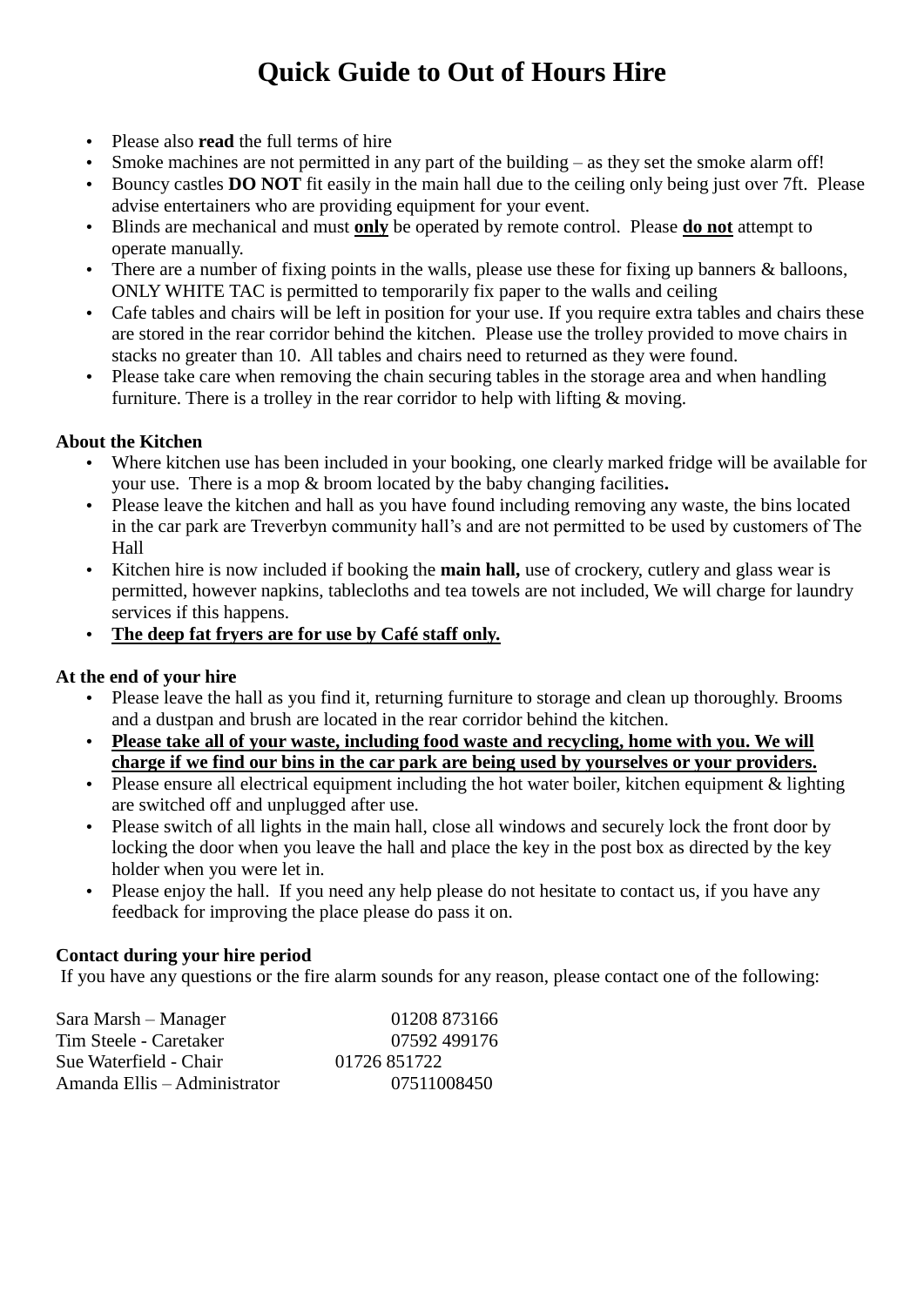# Quick Guide to Out of Hours Hire

- Please also **read** the full terms of hire
- Smoke machines are not permitted in any part of the building – as they set the smoke alarm off!
- Bouncy castles **DO NOT** fit easily in the main hall due to the ceiling only being just over 7ft. Please advise entertainers who are providing equipment for your event.
- Blinds are mechanical and must **only** be operated by remote control. Please **do not** attempt to operate manually.
- There are a number of fixing points in the walls, please use these for fixing up banners & balloons, ONLY WHITE TAC is permitted to temporarily fix paper to the walls and ceiling
- Cafe tables and chairs will be left in position for your use. If you require extra tables and chairs these are stored in the rear corridor behind the kitchen. Please use the trolley provided to move chairs in stacks no greater than 10. All tables and chairs need to returned as they were found.
- Please take care when removing the chain securing tables in the storage area and when handling furniture. There is a trolley in the rear corridor to help with lifting & moving.

**About the Kitchen**

- Where kitchen use has been included in your booking, one clearly marked fridge will be available for your use. There is a mop & broom located by the baby changing facilities**.**
- Please leave the kitchen and hall as you have found including removing any waste, the bins located in the car park are Treverbyn community hall's and are not permitted to be used by customers of The Hall
- Kitchen hire is now included if booking the **main hall,** use of crockery, cutlery and glass wear is permitted, however napkins, tablecloths and tea towels are not included, We will charge for laundry services if this happens.
- **The deep fat fryers are for use by Café staff only.**

**At the end of your hire**

- Please leave the hall as you find it, returning furniture to storage and clean up thoroughly. Brooms and a dustpan and brush are located in the rear corridor behind the kitchen.
- **Please take all of your waste, including food waste and recycling, home with you. We will charge if we find our bins in the car park are being used by yourselves or your providers.**
- Please ensure all electrical equipment including the hot water boiler, kitchen equipment & lighting are switched off and unplugged after use.
- Please switch of all lights in the main hall, close all windows and securely lock the front door by locking the door when you leave the hall and place the key in the post box as directed by the key holder when you were let in.
- Please enjoy the hall. If you need any help please do not hesitate to contact us, if you have any feedback for improving the place please do pass it on.

**Contact during your hire period**

If you have any questions or the fire alarm sounds for any reason, please contact one of the following:

Sara Marsh – Manager 01208 873166
Tim Steele - Caretaker 07592 499176
Sue Waterfield - Chair 01726 851722
Amanda Ellis – Administrator 07511008450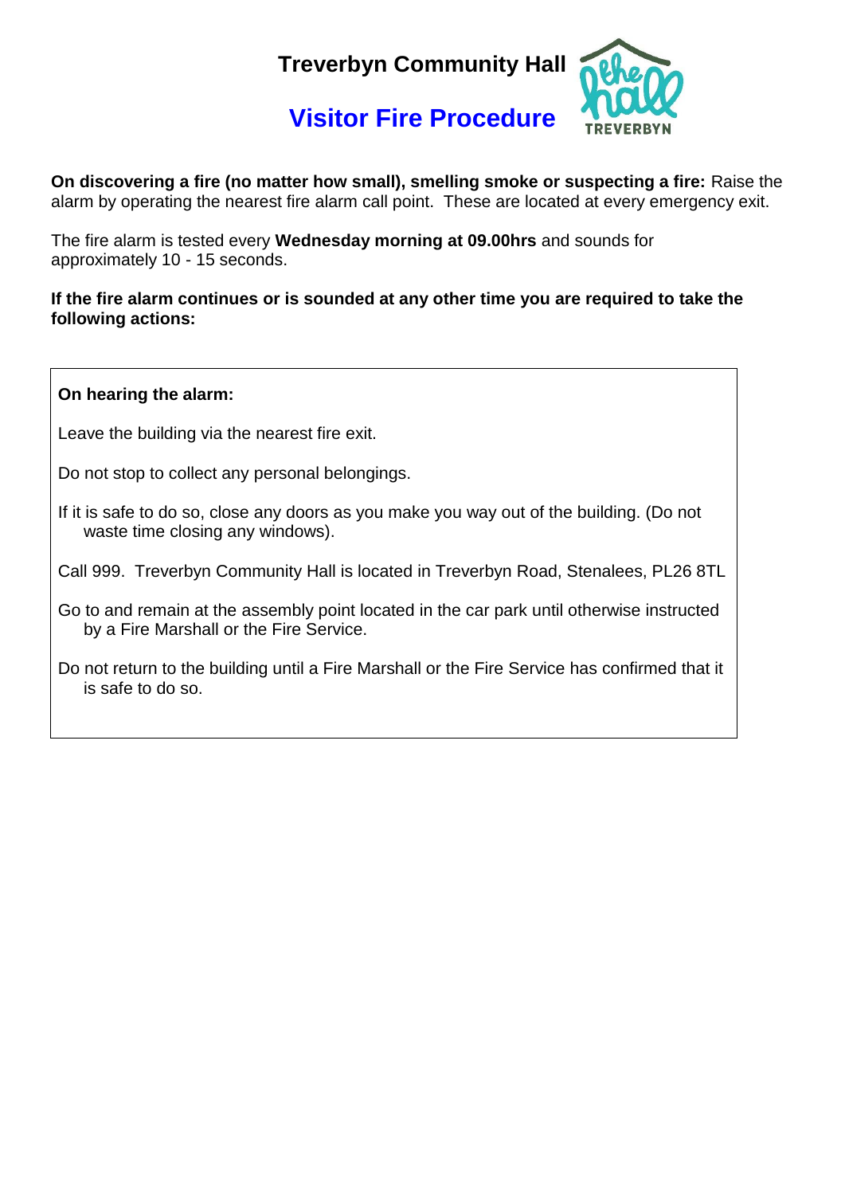# Treverbyn Community Hall

## Visitor Fire Procedure

**On discovering a fire (no matter how small), smelling smoke or suspecting a fire:** Raise the alarm by operating the nearest fire alarm call point. These are located at every emergency exit.

The fire alarm is tested every **Wednesday morning at 09.00hrs** and sounds for approximately 10 - 15 seconds.

**If the fire alarm continues or is sounded at any other time you are required to take the following actions:**

**On hearing the alarm:**

Leave the building via the nearest fire exit.

Do not stop to collect any personal belongings.

If it is safe to do so, close any doors as you make you way out of the building. (Do not waste time closing any windows).

Call 999. Treverbyn Community Hall is located in Treverbyn Road, Stenalees, PL26 8TL

Go to and remain at the assembly point located in the car park until otherwise instructed by a Fire Marshall or the Fire Service.

Do not return to the building until a Fire Marshall or the Fire Service has confirmed that it is safe to do so.